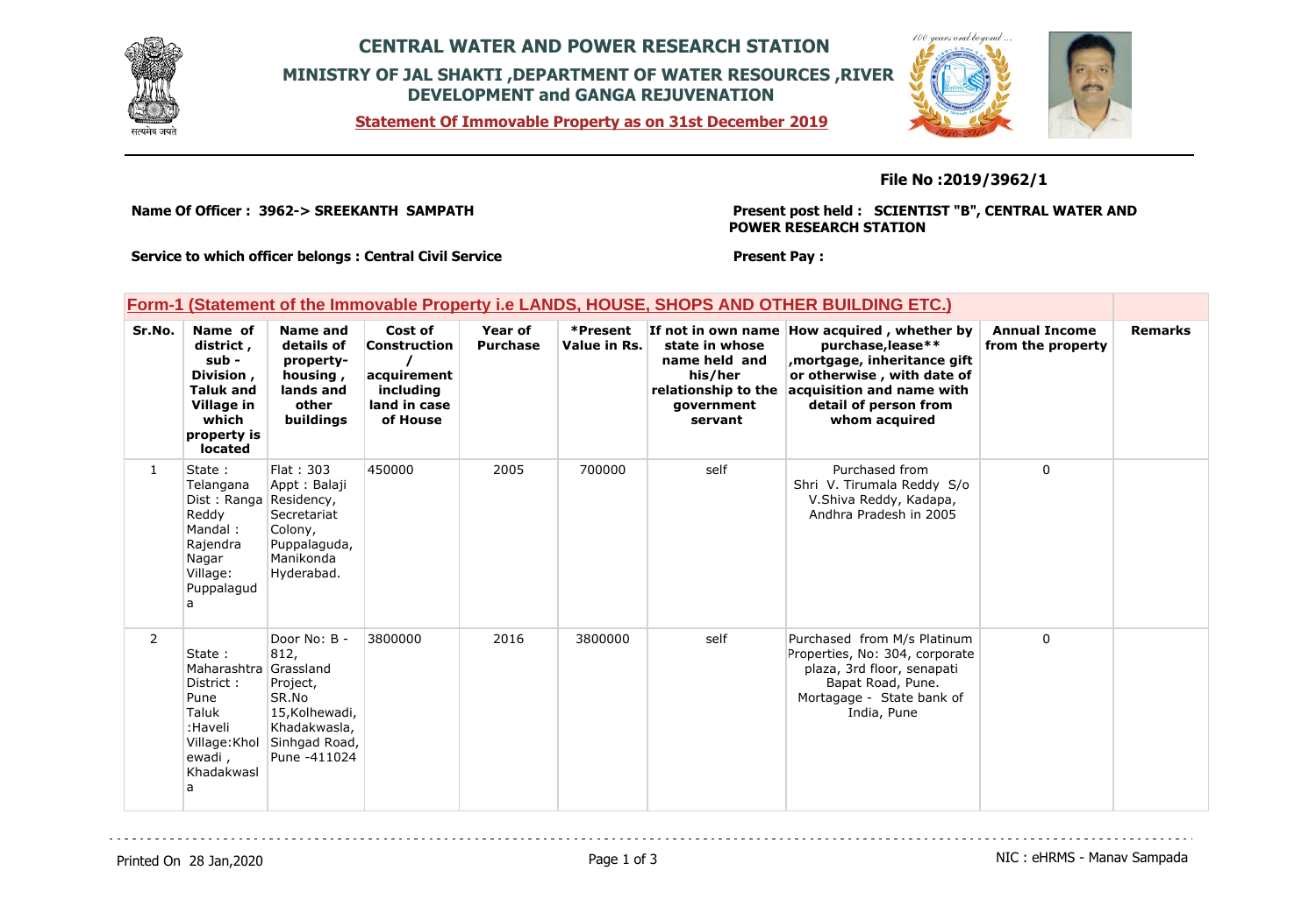# CENTRAL WATER AND POWER RESEARCH STATION

## MINISTRY OF JAL SHAKTI ,DEPARTMENT OF WATER RESOURCES ,RIVER DEVELOPMENT and GANGA REJUVENATION

**Statement Of Immovable Property as on 31st December 2019**

**File No :2019/3962/1**

**Name Of Officer : 3962-> SREEKANTH SAMPATH**

**Present post held : SCIENTIST "B", CENTRAL WATER AND POWER RESEARCH STATION**

**Service to which officer belongs : Central Civil Service**

**Present Pay :**

### Form-1 (Statement of the Immovable Property i.e LANDS, HOUSE, SHOPS AND OTHER BUILDING ETC.)

| Sr.No. | Name of district , sub - Division , Taluk and Village in which property is located | Name and details of property- housing , lands and other buildings | Cost of Construction / acquirement including land in case of House | Year of Purchase | *Present Value in Rs. | If not in own name state in whose name held and his/her relationship to the government servant | How acquired , whether by purchase,lease** ,mortgage, inheritance gift or otherwise , with date of acquisition and name with detail of person from whom acquired | Annual Income from the property | Remarks |
|---|---|---|---|---|---|---|---|---|---|
| 1 | State : Telangana Dist : Ranga Reddy Mandal : Rajendra Nagar Village: Puppalaguda | Flat : 303 Appt : Balaji Residency, Secretariat Colony, Puppalaguda, Manikonda Hyderabad. | 450000 | 2005 | 700000 | self | Purchased from Shri V. Tirumala Reddy S/o V.Shiva Reddy, Kadapa, Andhra Pradesh in 2005 | 0 | |
| 2 | State : Maharashtra District : Pune Taluk :Haveli Village:Kholewadi , Khadakwasla | Door No: B - 812, Grassland Project, SR.No 15,Kolhewadi, Khadakwasla, Sinhgad Road, Pune -411024 | 3800000 | 2016 | 3800000 | self | Purchased from M/s Platinum Properties, No: 304, corporate plaza, 3rd floor, senapati Bapat Road, Pune. Mortagage - State bank of India, Pune | 0 | |

Printed On 28 Jan,2020

NIC : eHRMS - Manav Sampada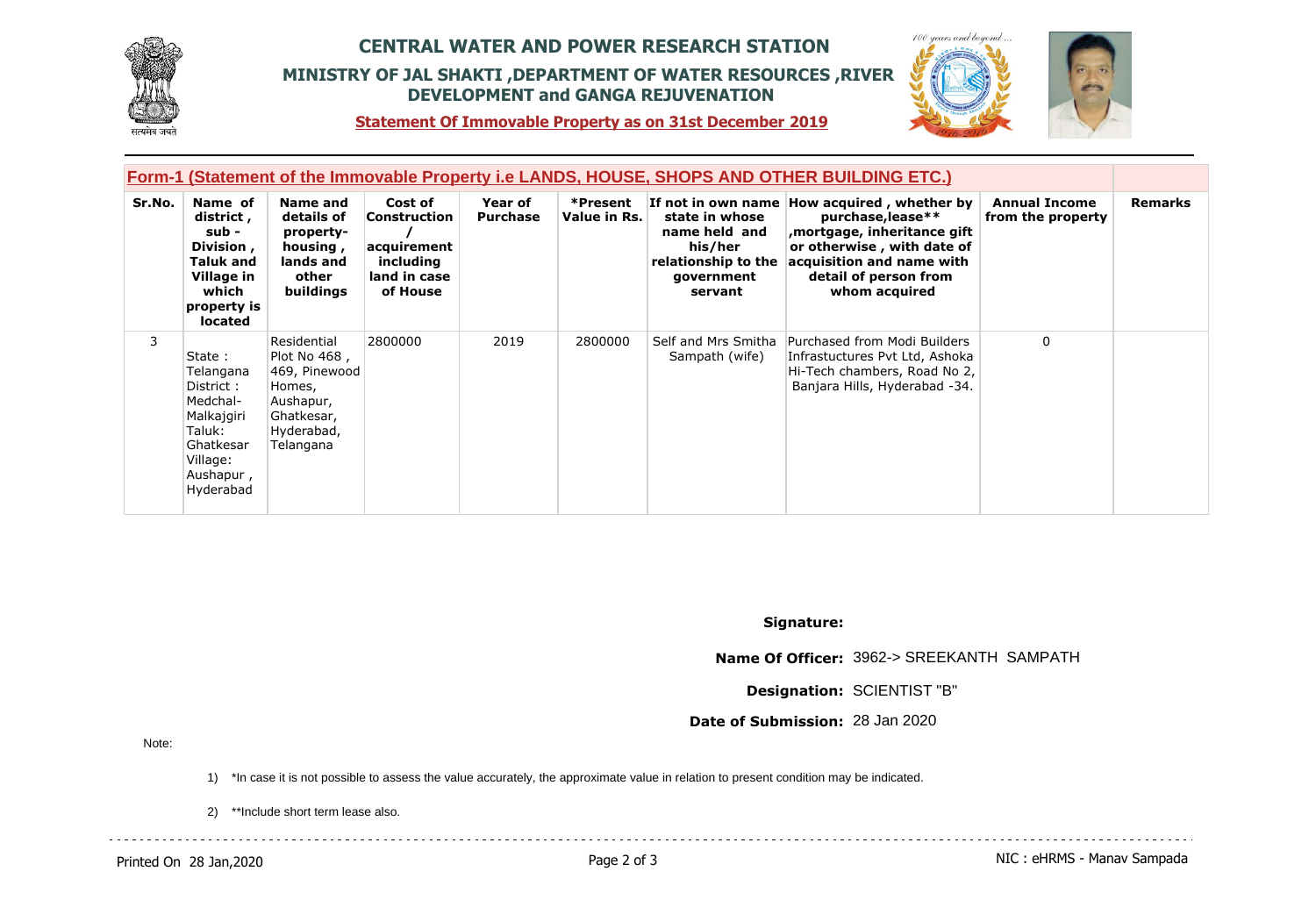# CENTRAL WATER AND POWER RESEARCH STATION

## MINISTRY OF JAL SHAKTI ,DEPARTMENT OF WATER RESOURCES ,RIVER DEVELOPMENT and GANGA REJUVENATION

**Statement Of Immovable Property as on 31st December 2019**

### Form-1 (Statement of the Immovable Property i.e LANDS, HOUSE, SHOPS AND OTHER BUILDING ETC.)

| Sr.No. | Name of district , sub - Division , Taluk and Village in which property is located | Name and details of property-housing , lands and other buildings | Cost of Construction / acquirement including land in case of House | Year of Purchase | *Present Value in Rs. | If not in own name state in whose name held and his/her relationship to the government servant | How acquired , whether by purchase,lease** ,mortgage, inheritance gift or otherwise , with date of acquisition and name with detail of person from whom acquired | Annual Income from the property | Remarks |
|---|---|---|---|---|---|---|---|---|---|
| 3 | State : Telangana District : Medchal-Malkajgiri Taluk: Ghatkesar Village: Aushapur , Hyderabad | Residential Plot No 468 , 469, Pinewood Homes, Aushapur, Ghatkesar, Hyderabad, Telangana | 2800000 | 2019 | 2800000 | Self and Mrs Smitha Sampath (wife) | Purchased from Modi Builders Infrastuctures Pvt Ltd, Ashoka Hi-Tech chambers, Road No 2, Banjara Hills, Hyderabad -34. | 0 | |

**Signature:**

**Name Of Officer:** 3962-> SREEKANTH SAMPATH

**Designation:** SCIENTIST "B"

**Date of Submission:** 28 Jan 2020

Note:

1) *In case it is not possible to assess the value accurately, the approximate value in relation to present condition may be indicated.

2) **Include short term lease also.

Printed On 28 Jan,2020

NIC : eHRMS - Manav Sampada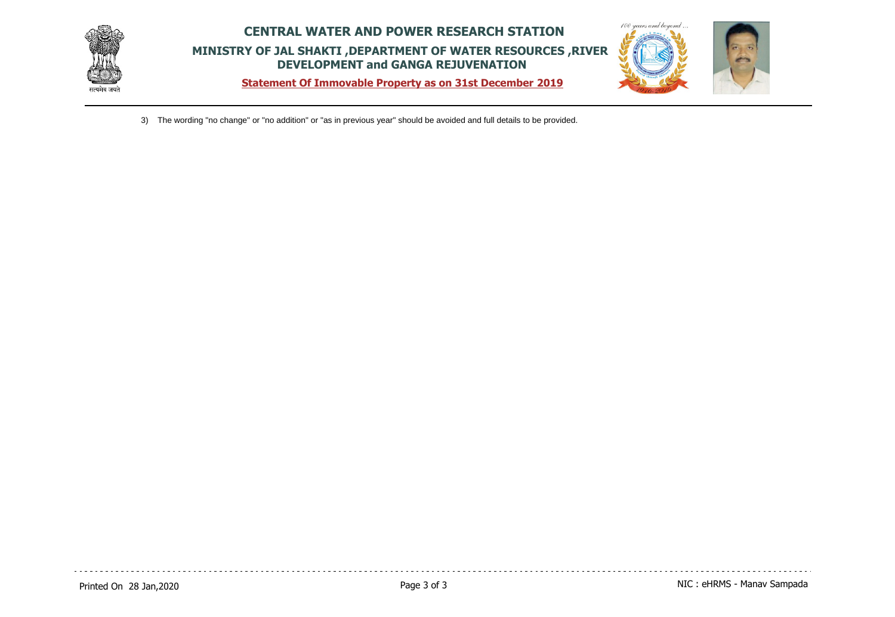3) The wording "no change" or "no addition" or "as in previous year" should be avoided and full details to be provided.